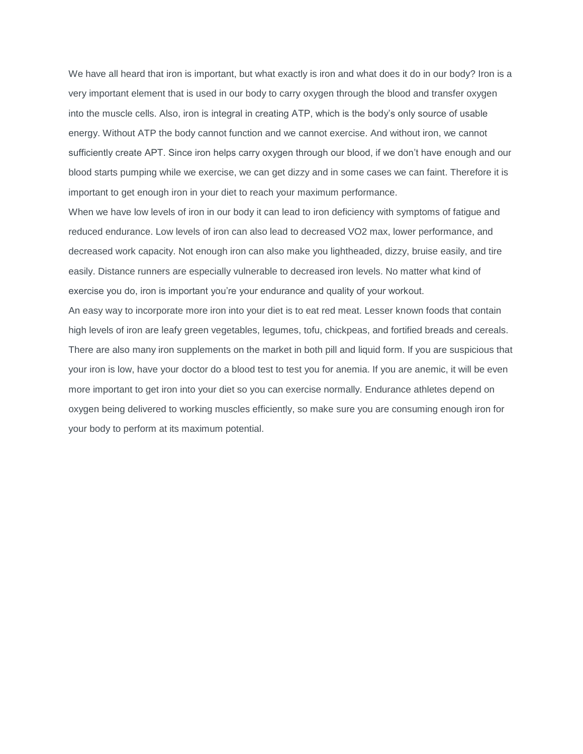We have all heard that iron is important, but what exactly is iron and what does it do in our body? Iron is a very important element that is used in our body to carry oxygen through the blood and transfer oxygen into the muscle cells. Also, iron is integral in creating ATP, which is the body's only source of usable energy. Without ATP the body cannot function and we cannot exercise. And without iron, we cannot sufficiently create APT. Since iron helps carry oxygen through our blood, if we don't have enough and our blood starts pumping while we exercise, we can get dizzy and in some cases we can faint. Therefore it is important to get enough iron in your diet to reach your maximum performance.

When we have low levels of iron in our body it can lead to iron deficiency with symptoms of fatigue and reduced endurance. Low levels of iron can also lead to decreased VO2 max, lower performance, and decreased work capacity. Not enough iron can also make you lightheaded, dizzy, bruise easily, and tire easily. Distance runners are especially vulnerable to decreased iron levels. No matter what kind of exercise you do, iron is important you're your endurance and quality of your workout.

An easy way to incorporate more iron into your diet is to eat red meat. Lesser known foods that contain high levels of iron are leafy green vegetables, legumes, tofu, chickpeas, and fortified breads and cereals. There are also many iron supplements on the market in both pill and liquid form. If you are suspicious that your iron is low, have your doctor do a blood test to test you for anemia. If you are anemic, it will be even more important to get iron into your diet so you can exercise normally. Endurance athletes depend on oxygen being delivered to working muscles efficiently, so make sure you are consuming enough iron for your body to perform at its maximum potential.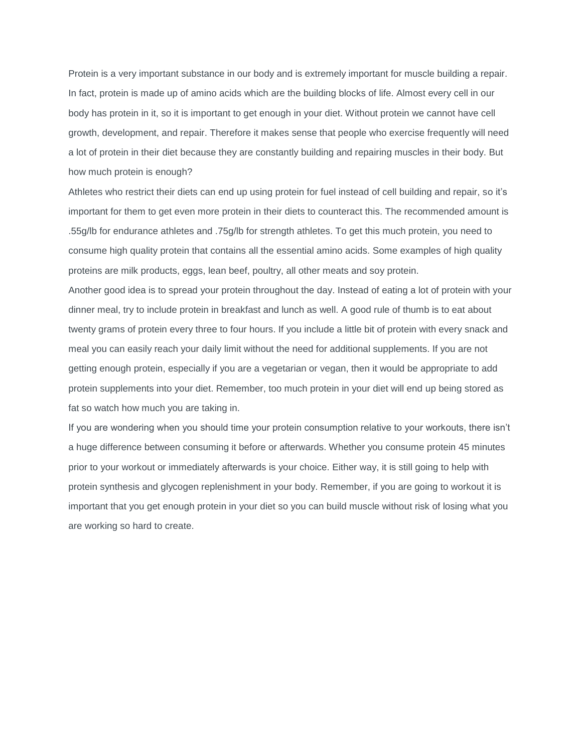Protein is a very important substance in our body and is extremely important for muscle building a repair. In fact, protein is made up of amino acids which are the building blocks of life. Almost every cell in our body has protein in it, so it is important to get enough in your diet. Without protein we cannot have cell growth, development, and repair. Therefore it makes sense that people who exercise frequently will need a lot of protein in their diet because they are constantly building and repairing muscles in their body. But how much protein is enough?

Athletes who restrict their diets can end up using protein for fuel instead of cell building and repair, so it's important for them to get even more protein in their diets to counteract this. The recommended amount is .55g/lb for endurance athletes and .75g/lb for strength athletes. To get this much protein, you need to consume high quality protein that contains all the essential amino acids. Some examples of high quality proteins are milk products, eggs, lean beef, poultry, all other meats and soy protein.

Another good idea is to spread your protein throughout the day. Instead of eating a lot of protein with your dinner meal, try to include protein in breakfast and lunch as well. A good rule of thumb is to eat about twenty grams of protein every three to four hours. If you include a little bit of protein with every snack and meal you can easily reach your daily limit without the need for additional supplements. If you are not getting enough protein, especially if you are a vegetarian or vegan, then it would be appropriate to add protein supplements into your diet. Remember, too much protein in your diet will end up being stored as fat so watch how much you are taking in.

If you are wondering when you should time your protein consumption relative to your workouts, there isn't a huge difference between consuming it before or afterwards. Whether you consume protein 45 minutes prior to your workout or immediately afterwards is your choice. Either way, it is still going to help with protein synthesis and glycogen replenishment in your body. Remember, if you are going to workout it is important that you get enough protein in your diet so you can build muscle without risk of losing what you are working so hard to create.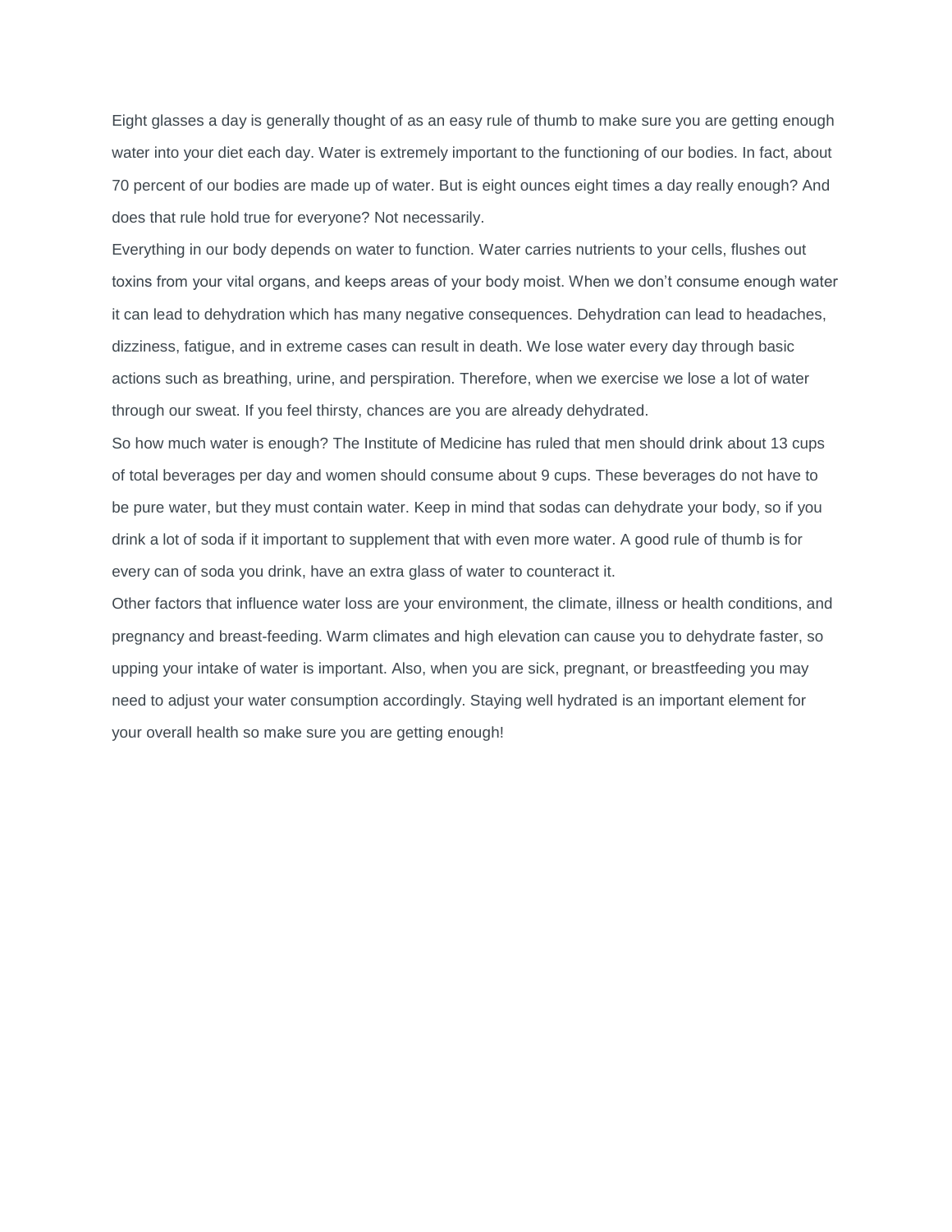Eight glasses a day is generally thought of as an easy rule of thumb to make sure you are getting enough water into your diet each day. Water is extremely important to the functioning of our bodies. In fact, about 70 percent of our bodies are made up of water. But is eight ounces eight times a day really enough? And does that rule hold true for everyone? Not necessarily.

Everything in our body depends on water to function. Water carries nutrients to your cells, flushes out toxins from your vital organs, and keeps areas of your body moist. When we don't consume enough water it can lead to dehydration which has many negative consequences. Dehydration can lead to headaches, dizziness, fatigue, and in extreme cases can result in death. We lose water every day through basic actions such as breathing, urine, and perspiration. Therefore, when we exercise we lose a lot of water through our sweat. If you feel thirsty, chances are you are already dehydrated.

So how much water is enough? The Institute of Medicine has ruled that men should drink about 13 cups of total beverages per day and women should consume about 9 cups. These beverages do not have to be pure water, but they must contain water. Keep in mind that sodas can dehydrate your body, so if you drink a lot of soda if it important to supplement that with even more water. A good rule of thumb is for every can of soda you drink, have an extra glass of water to counteract it.

Other factors that influence water loss are your environment, the climate, illness or health conditions, and pregnancy and breast-feeding. Warm climates and high elevation can cause you to dehydrate faster, so upping your intake of water is important. Also, when you are sick, pregnant, or breastfeeding you may need to adjust your water consumption accordingly. Staying well hydrated is an important element for your overall health so make sure you are getting enough!